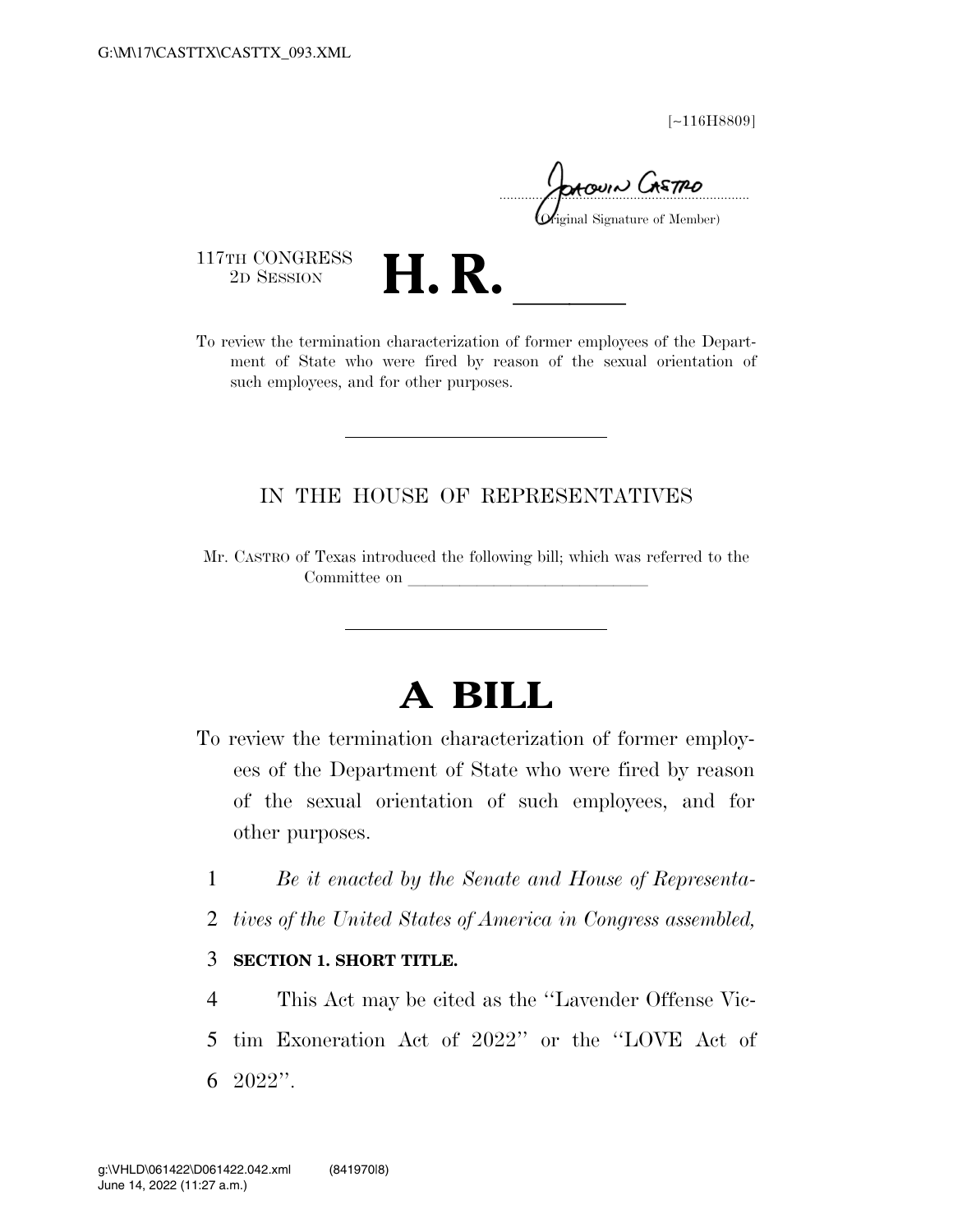[~116H8809]

Joaquin Castro

(Original Signature of Member)

117TH CONGRESS
2D SESSION

# H. R. ______

To review the termination characterization of former employees of the Department of State who were fired by reason of the sexual orientation of such employees, and for other purposes.

---

IN THE HOUSE OF REPRESENTATIVES

Mr. CASTRO of Texas introduced the following bill; which was referred to the Committee on ______________________________

---

# A BILL

To review the termination characterization of former employees of the Department of State who were fired by reason of the sexual orientation of such employees, and for other purposes.

*Be it enacted by the Senate and House of Representatives of the United States of America in Congress assembled,*

**SECTION 1. SHORT TITLE.**

This Act may be cited as the "Lavender Offense Victim Exoneration Act of 2022" or the "LOVE Act of 2022".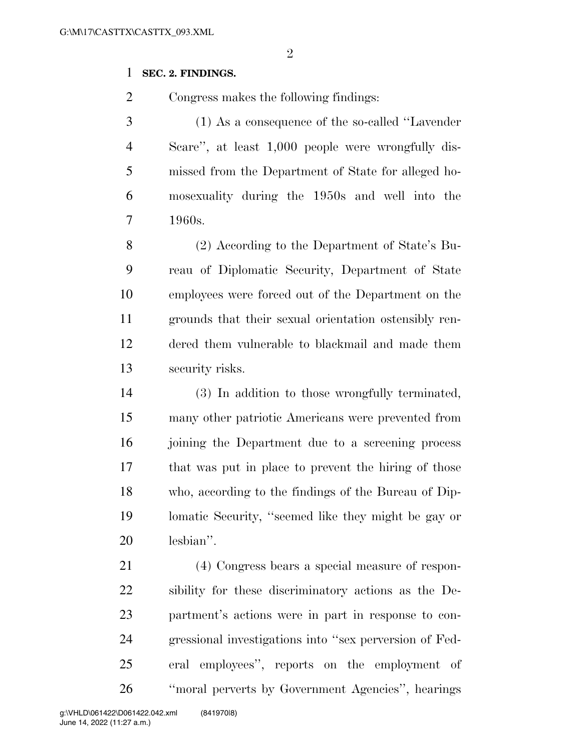**SEC. 2. FINDINGS.**

Congress makes the following findings:

(1) As a consequence of the so-called ''Lavender Scare'', at least 1,000 people were wrongfully dismissed from the Department of State for alleged homosexuality during the 1950s and well into the 1960s.

(2) According to the Department of State's Bureau of Diplomatic Security, Department of State employees were forced out of the Department on the grounds that their sexual orientation ostensibly rendered them vulnerable to blackmail and made them security risks.

(3) In addition to those wrongfully terminated, many other patriotic Americans were prevented from joining the Department due to a screening process that was put in place to prevent the hiring of those who, according to the findings of the Bureau of Diplomatic Security, ''seemed like they might be gay or lesbian''.

(4) Congress bears a special measure of responsibility for these discriminatory actions as the Department's actions were in part in response to congressional investigations into ''sex perversion of Federal employees'', reports on the employment of ''moral perverts by Government Agencies'', hearings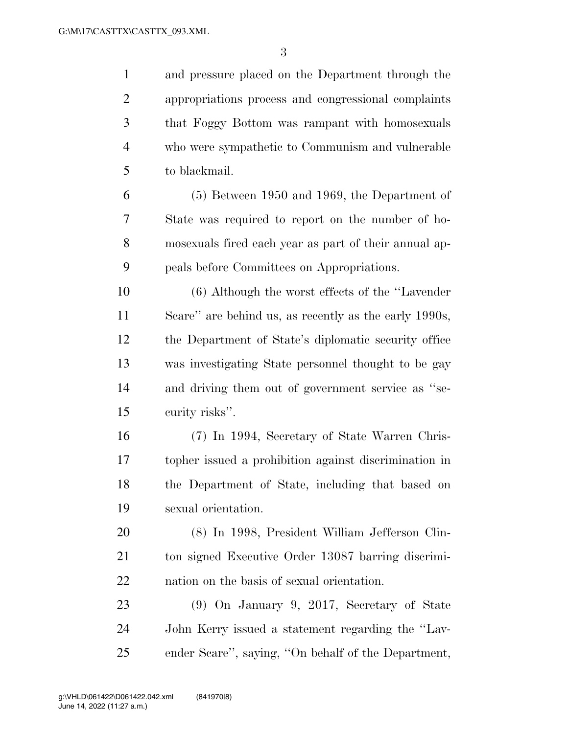and pressure placed on the Department through the appropriations process and congressional complaints that Foggy Bottom was rampant with homosexuals who were sympathetic to Communism and vulnerable to blackmail.

(5) Between 1950 and 1969, the Department of State was required to report on the number of homosexuals fired each year as part of their annual appeals before Committees on Appropriations.

(6) Although the worst effects of the ''Lavender Scare'' are behind us, as recently as the early 1990s, the Department of State's diplomatic security office was investigating State personnel thought to be gay and driving them out of government service as ''security risks''.

(7) In 1994, Secretary of State Warren Christopher issued a prohibition against discrimination in the Department of State, including that based on sexual orientation.

(8) In 1998, President William Jefferson Clinton signed Executive Order 13087 barring discrimination on the basis of sexual orientation.

(9) On January 9, 2017, Secretary of State John Kerry issued a statement regarding the ''Lavender Scare'', saying, ''On behalf of the Department,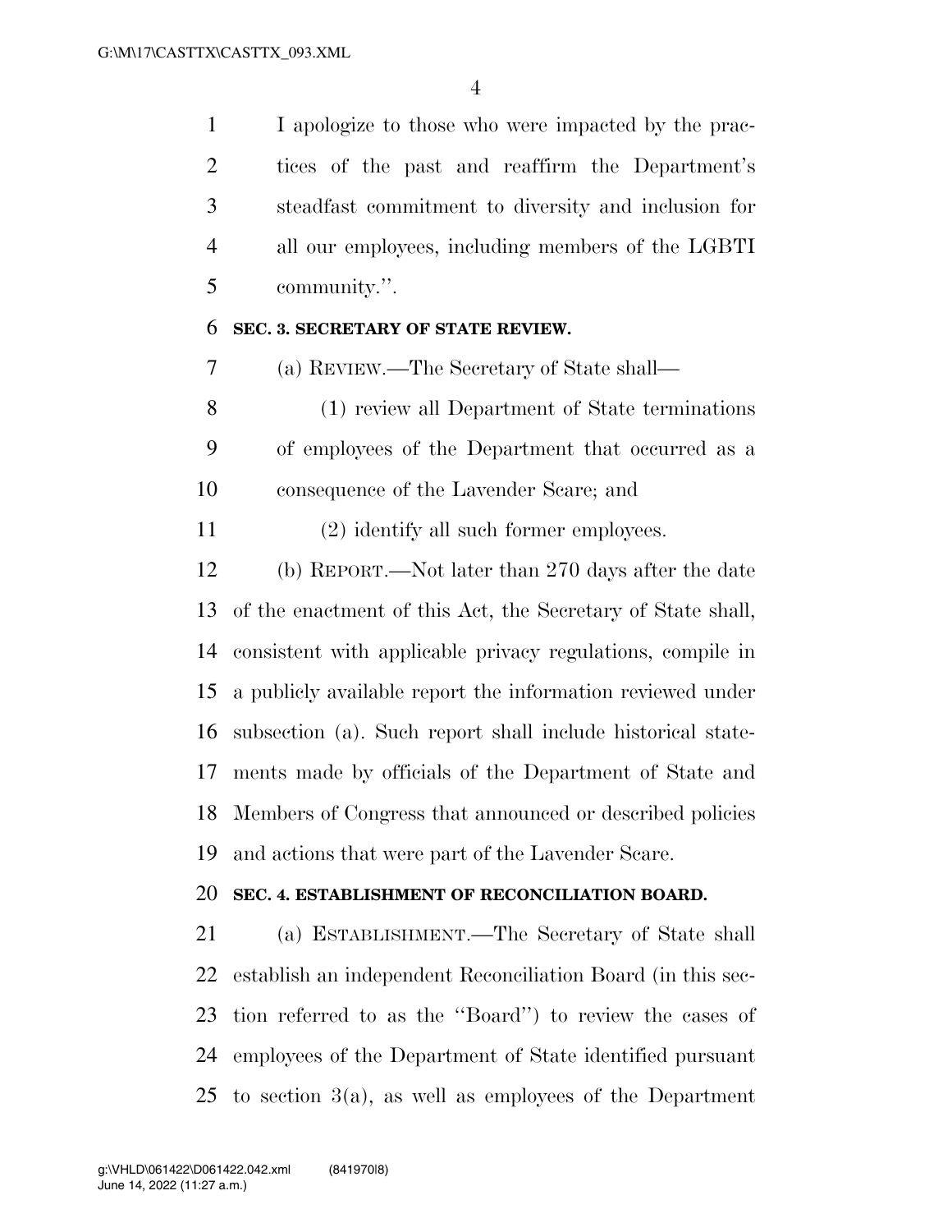I apologize to those who were impacted by the practices of the past and reaffirm the Department's steadfast commitment to diversity and inclusion for all our employees, including members of the LGBTI community.''.

**SEC. 3. SECRETARY OF STATE REVIEW.**

(a) REVIEW.—The Secretary of State shall—

(1) review all Department of State terminations of employees of the Department that occurred as a consequence of the Lavender Scare; and

(2) identify all such former employees.

(b) REPORT.—Not later than 270 days after the date of the enactment of this Act, the Secretary of State shall, consistent with applicable privacy regulations, compile in a publicly available report the information reviewed under subsection (a). Such report shall include historical statements made by officials of the Department of State and Members of Congress that announced or described policies and actions that were part of the Lavender Scare.

**SEC. 4. ESTABLISHMENT OF RECONCILIATION BOARD.**

(a) ESTABLISHMENT.—The Secretary of State shall establish an independent Reconciliation Board (in this section referred to as the ''Board'') to review the cases of employees of the Department of State identified pursuant to section 3(a), as well as employees of the Department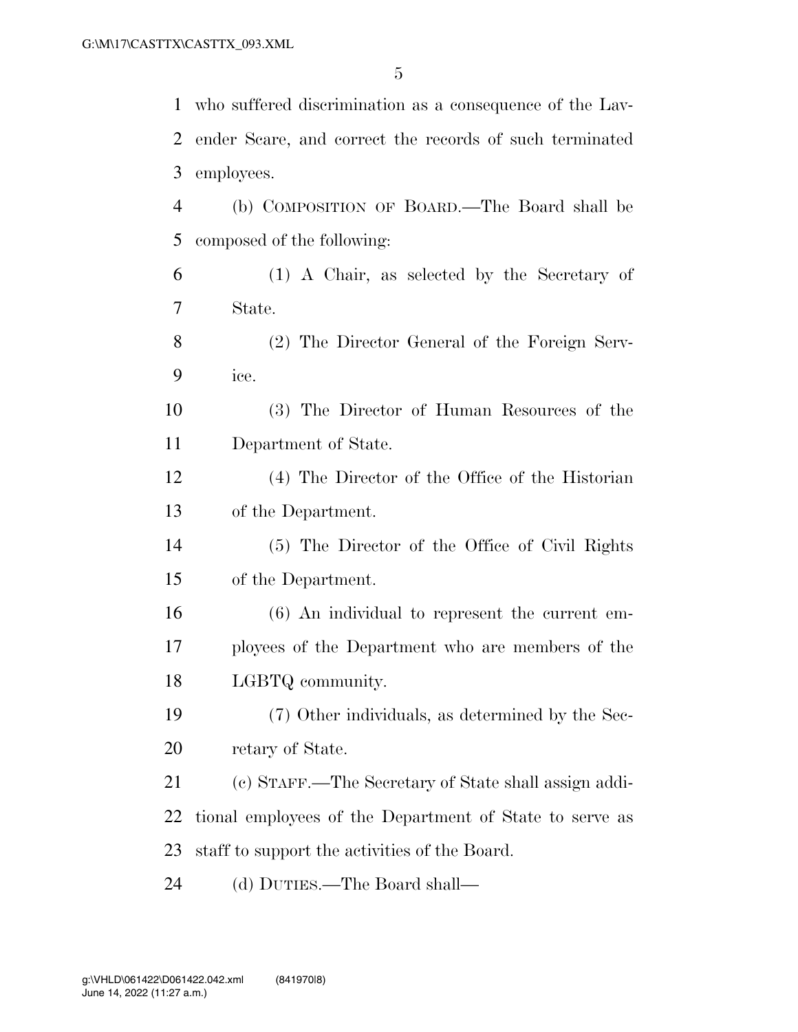who suffered discrimination as a consequence of the Lavender Scare, and correct the records of such terminated employees.

(b) COMPOSITION OF BOARD.—The Board shall be composed of the following:

(1) A Chair, as selected by the Secretary of State.

(2) The Director General of the Foreign Service.

(3) The Director of Human Resources of the Department of State.

(4) The Director of the Office of the Historian of the Department.

(5) The Director of the Office of Civil Rights of the Department.

(6) An individual to represent the current employees of the Department who are members of the LGBTQ community.

(7) Other individuals, as determined by the Secretary of State.

(c) STAFF.—The Secretary of State shall assign additional employees of the Department of State to serve as staff to support the activities of the Board.

(d) DUTIES.—The Board shall—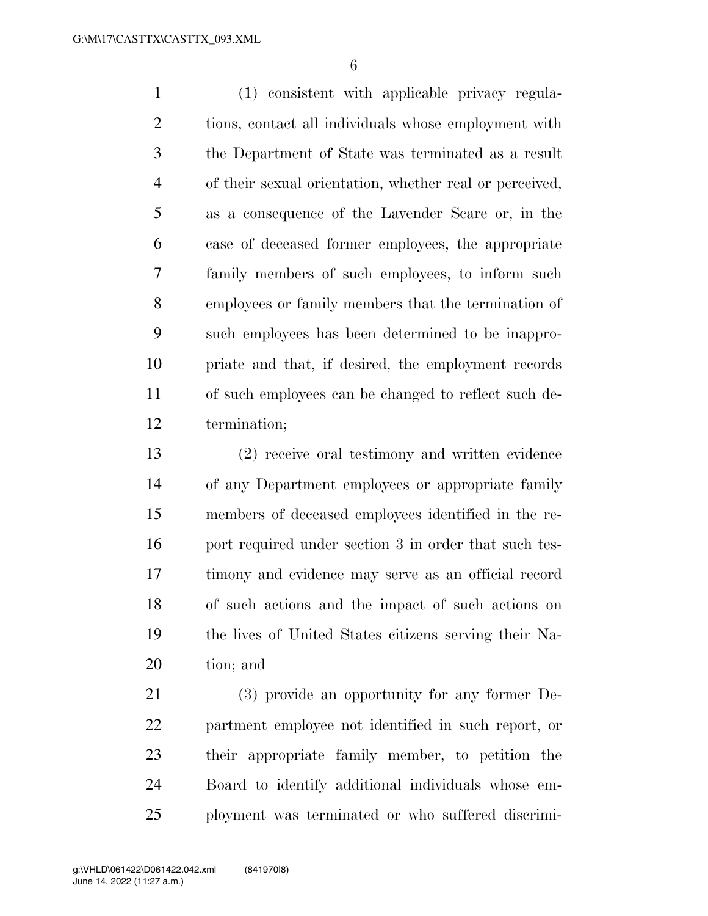(1) consistent with applicable privacy regulations, contact all individuals whose employment with the Department of State was terminated as a result of their sexual orientation, whether real or perceived, as a consequence of the Lavender Scare or, in the case of deceased former employees, the appropriate family members of such employees, to inform such employees or family members that the termination of such employees has been determined to be inappropriate and that, if desired, the employment records of such employees can be changed to reflect such determination;

(2) receive oral testimony and written evidence of any Department employees or appropriate family members of deceased employees identified in the report required under section 3 in order that such testimony and evidence may serve as an official record of such actions and the impact of such actions on the lives of United States citizens serving their Nation; and

(3) provide an opportunity for any former Department employee not identified in such report, or their appropriate family member, to petition the Board to identify additional individuals whose employment was terminated or who suffered discrimi-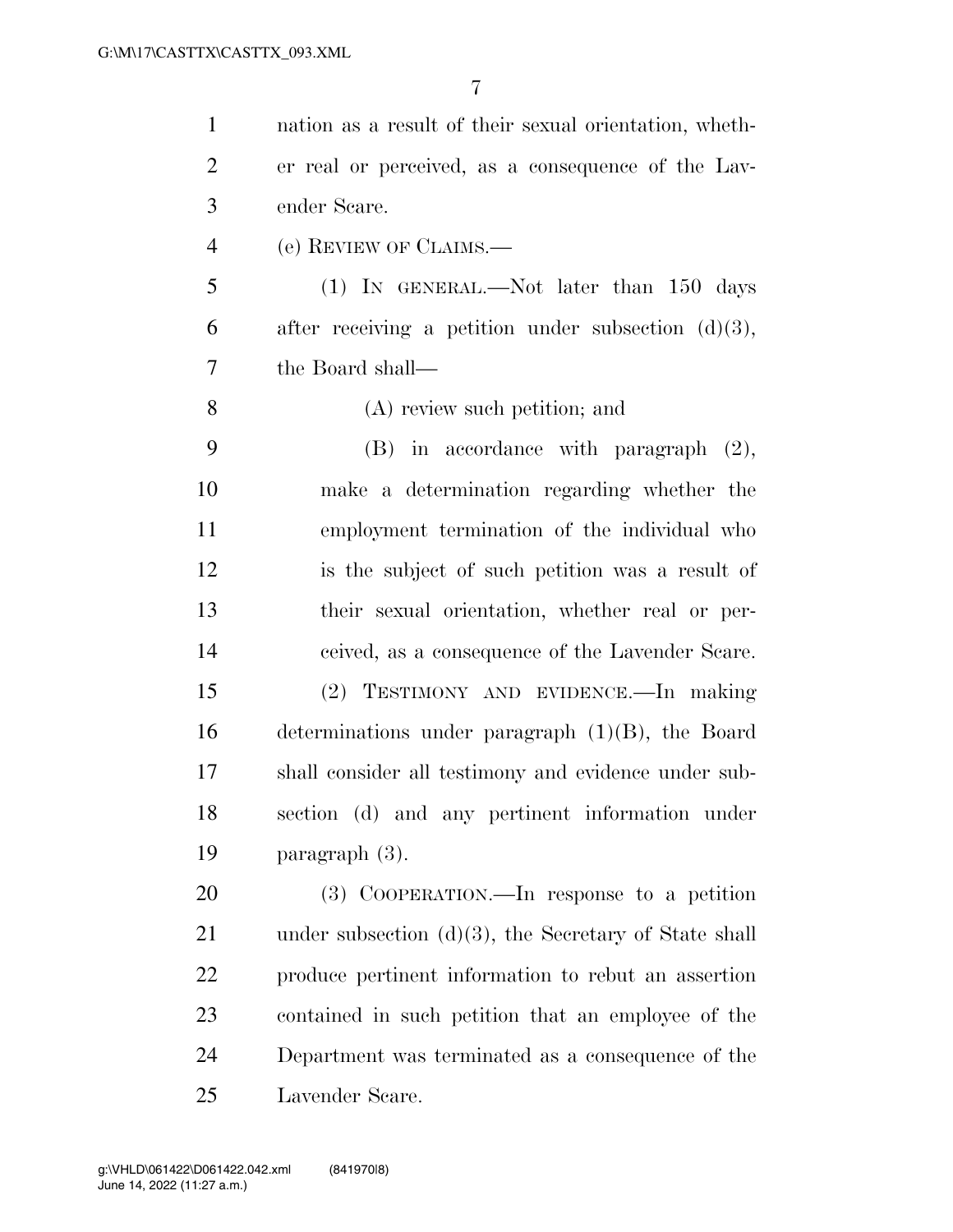nation as a result of their sexual orientation, whether real or perceived, as a consequence of the Lavender Scare.

(e) REVIEW OF CLAIMS.—

(1) IN GENERAL.—Not later than 150 days after receiving a petition under subsection (d)(3), the Board shall—

(A) review such petition; and

(B) in accordance with paragraph (2), make a determination regarding whether the employment termination of the individual who is the subject of such petition was a result of their sexual orientation, whether real or perceived, as a consequence of the Lavender Scare.

(2) TESTIMONY AND EVIDENCE.—In making determinations under paragraph (1)(B), the Board shall consider all testimony and evidence under subsection (d) and any pertinent information under paragraph (3).

(3) COOPERATION.—In response to a petition under subsection (d)(3), the Secretary of State shall produce pertinent information to rebut an assertion contained in such petition that an employee of the Department was terminated as a consequence of the Lavender Scare.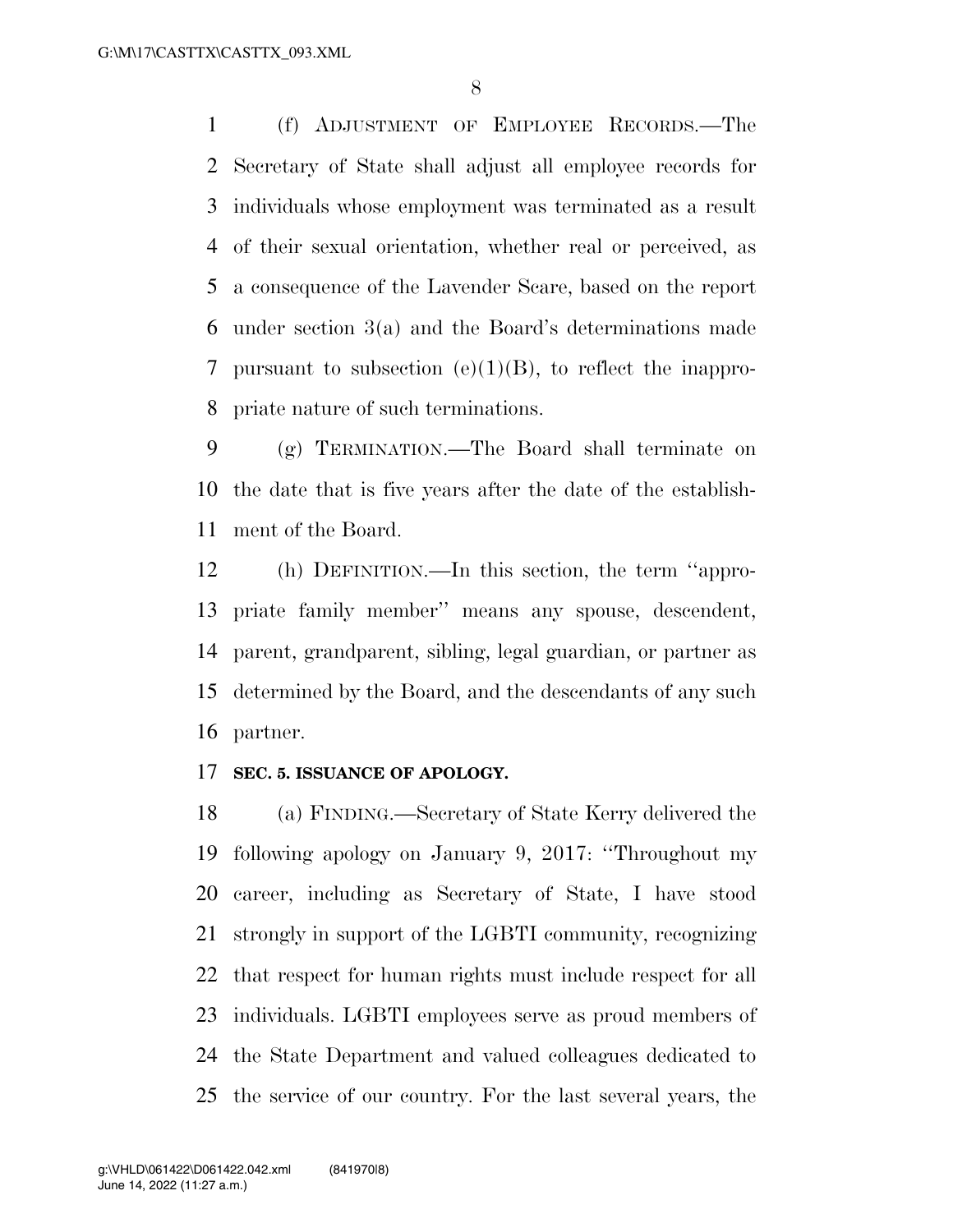(f) ADJUSTMENT OF EMPLOYEE RECORDS.—The Secretary of State shall adjust all employee records for individuals whose employment was terminated as a result of their sexual orientation, whether real or perceived, as a consequence of the Lavender Scare, based on the report under section 3(a) and the Board's determinations made pursuant to subsection (e)(1)(B), to reflect the inappropriate nature of such terminations.

(g) TERMINATION.—The Board shall terminate on the date that is five years after the date of the establishment of the Board.

(h) DEFINITION.—In this section, the term ''appropriate family member'' means any spouse, descendent, parent, grandparent, sibling, legal guardian, or partner as determined by the Board, and the descendants of any such partner.

**SEC. 5. ISSUANCE OF APOLOGY.**

(a) FINDING.—Secretary of State Kerry delivered the following apology on January 9, 2017: ''Throughout my career, including as Secretary of State, I have stood strongly in support of the LGBTI community, recognizing that respect for human rights must include respect for all individuals. LGBTI employees serve as proud members of the State Department and valued colleagues dedicated to the service of our country. For the last several years, the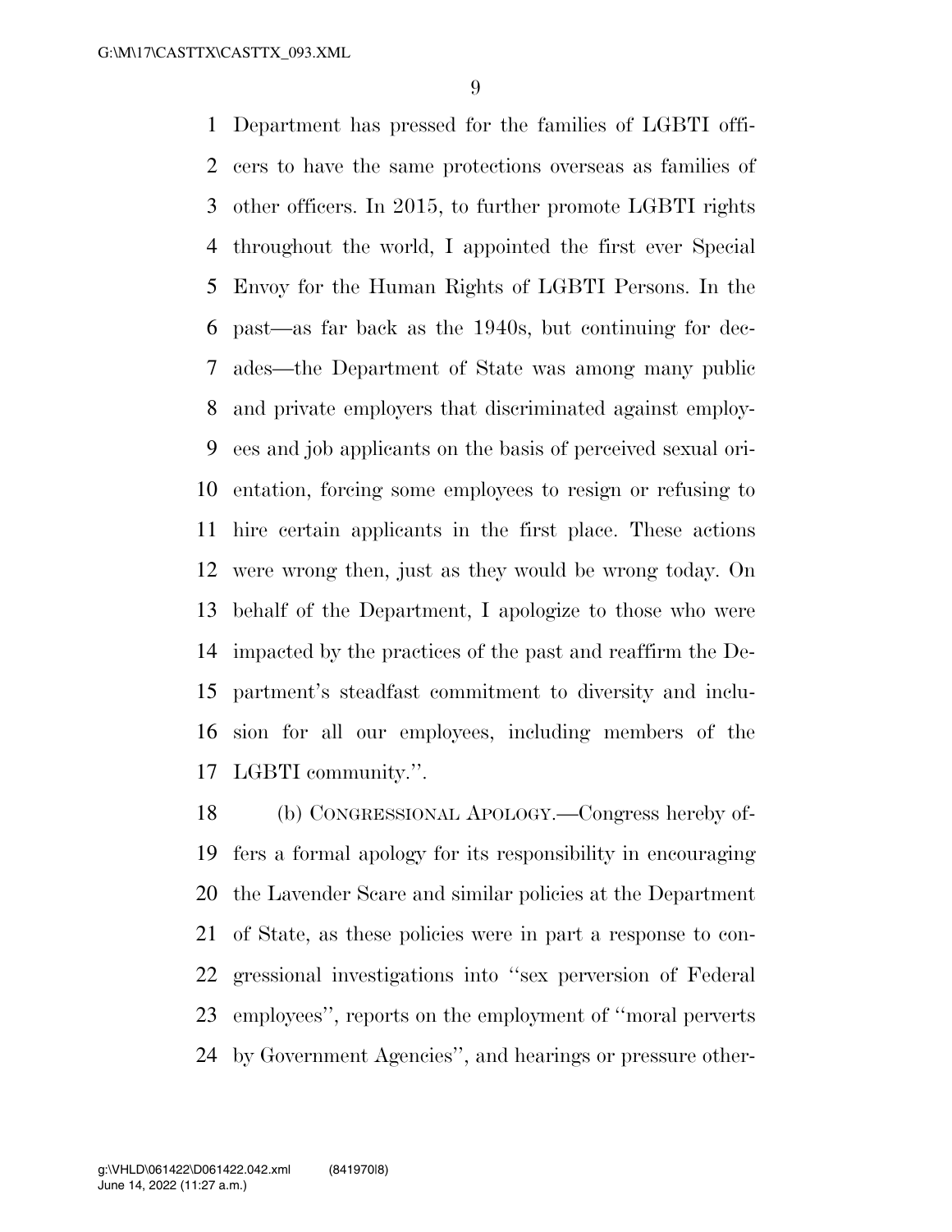Department has pressed for the families of LGBTI officers to have the same protections overseas as families of other officers. In 2015, to further promote LGBTI rights throughout the world, I appointed the first ever Special Envoy for the Human Rights of LGBTI Persons. In the past—as far back as the 1940s, but continuing for decades—the Department of State was among many public and private employers that discriminated against employees and job applicants on the basis of perceived sexual orientation, forcing some employees to resign or refusing to hire certain applicants in the first place. These actions were wrong then, just as they would be wrong today. On behalf of the Department, I apologize to those who were impacted by the practices of the past and reaffirm the Department's steadfast commitment to diversity and inclusion for all our employees, including members of the LGBTI community.''.

(b) CONGRESSIONAL APOLOGY.—Congress hereby offers a formal apology for its responsibility in encouraging the Lavender Scare and similar policies at the Department of State, as these policies were in part a response to congressional investigations into ''sex perversion of Federal employees'', reports on the employment of ''moral perverts by Government Agencies'', and hearings or pressure other-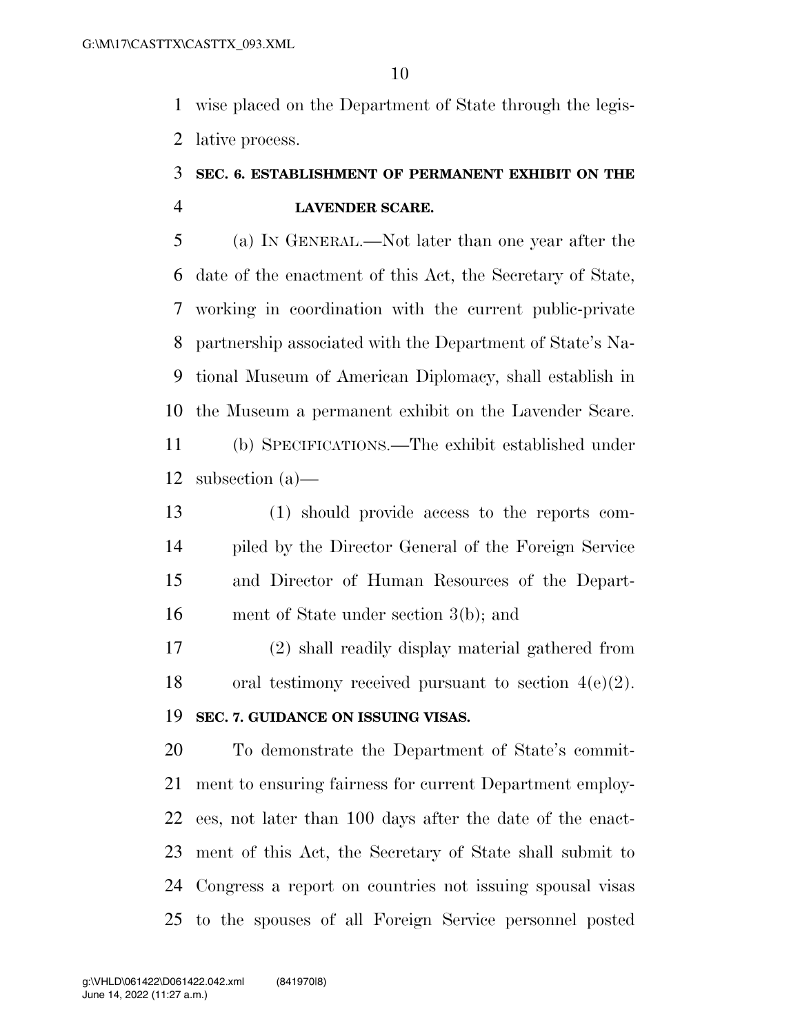wise placed on the Department of State through the legislative process.

## SEC. 6. ESTABLISHMENT OF PERMANENT EXHIBIT ON THE LAVENDER SCARE.

(a) IN GENERAL.—Not later than one year after the date of the enactment of this Act, the Secretary of State, working in coordination with the current public-private partnership associated with the Department of State's National Museum of American Diplomacy, shall establish in the Museum a permanent exhibit on the Lavender Scare.

(b) SPECIFICATIONS.—The exhibit established under subsection (a)—

(1) should provide access to the reports compiled by the Director General of the Foreign Service and Director of Human Resources of the Department of State under section 3(b); and

(2) shall readily display material gathered from oral testimony received pursuant to section 4(e)(2).

## SEC. 7. GUIDANCE ON ISSUING VISAS.

To demonstrate the Department of State's commitment to ensuring fairness for current Department employees, not later than 100 days after the date of the enactment of this Act, the Secretary of State shall submit to Congress a report on countries not issuing spousal visas to the spouses of all Foreign Service personnel posted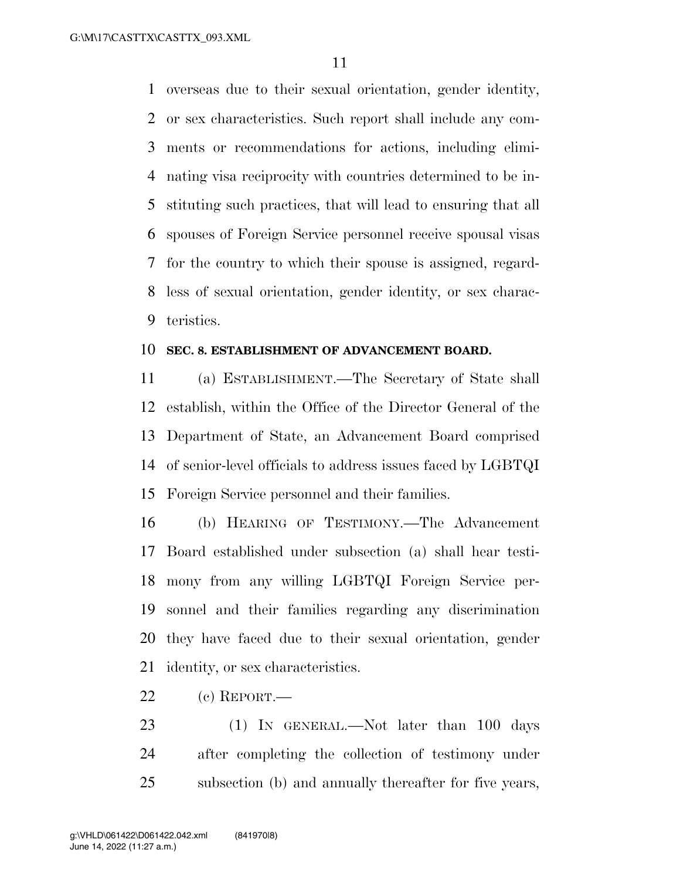overseas due to their sexual orientation, gender identity, or sex characteristics. Such report shall include any comments or recommendations for actions, including eliminating visa reciprocity with countries determined to be instituting such practices, that will lead to ensuring that all spouses of Foreign Service personnel receive spousal visas for the country to which their spouse is assigned, regardless of sexual orientation, gender identity, or sex characteristics.

**SEC. 8. ESTABLISHMENT OF ADVANCEMENT BOARD.**

(a) ESTABLISHMENT.—The Secretary of State shall establish, within the Office of the Director General of the Department of State, an Advancement Board comprised of senior-level officials to address issues faced by LGBTQI Foreign Service personnel and their families.

(b) HEARING OF TESTIMONY.—The Advancement Board established under subsection (a) shall hear testimony from any willing LGBTQI Foreign Service personnel and their families regarding any discrimination they have faced due to their sexual orientation, gender identity, or sex characteristics.

(c) REPORT.—

(1) IN GENERAL.—Not later than 100 days after completing the collection of testimony under subsection (b) and annually thereafter for five years,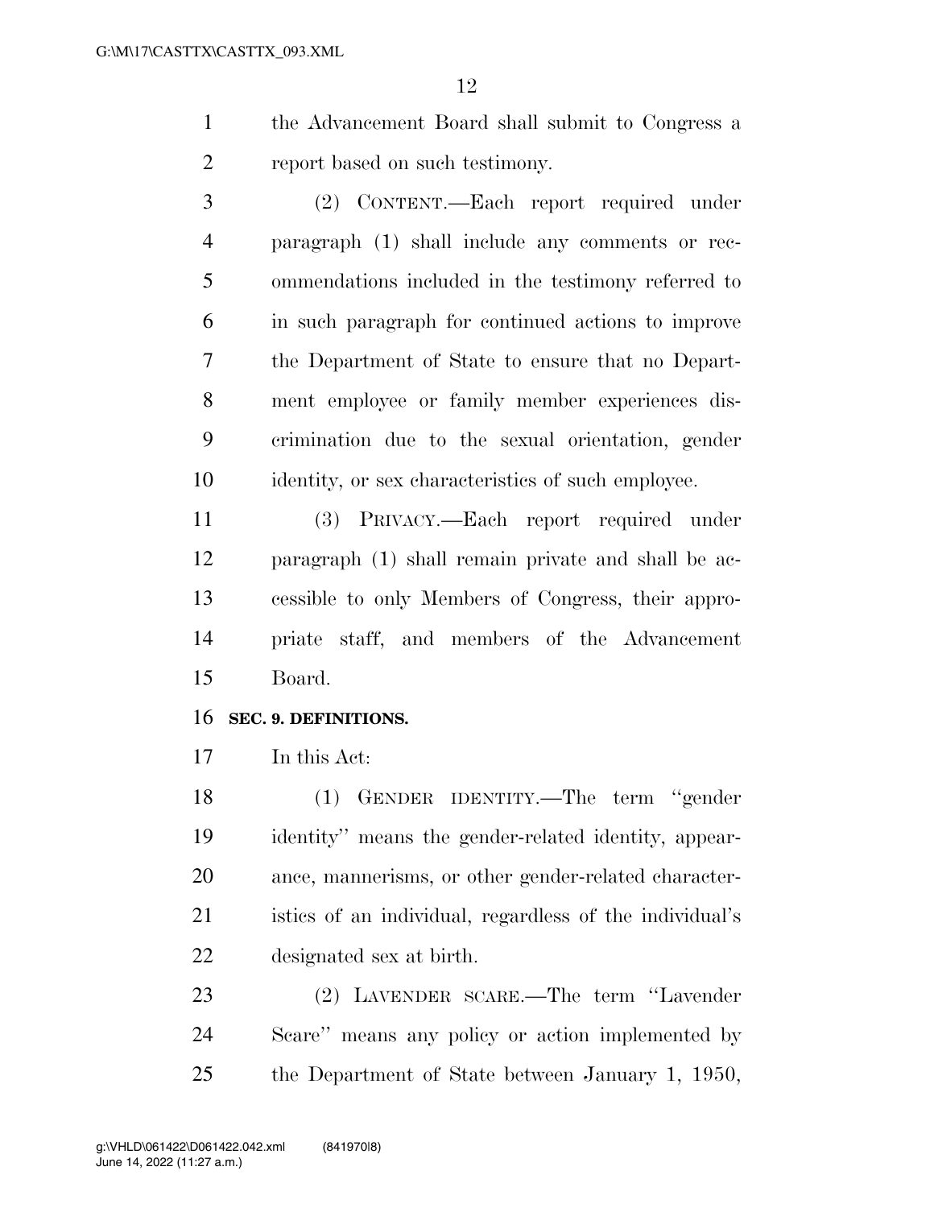the Advancement Board shall submit to Congress a report based on such testimony.

(2) CONTENT.—Each report required under paragraph (1) shall include any comments or recommendations included in the testimony referred to in such paragraph for continued actions to improve the Department of State to ensure that no Department employee or family member experiences discrimination due to the sexual orientation, gender identity, or sex characteristics of such employee.

(3) PRIVACY.—Each report required under paragraph (1) shall remain private and shall be accessible to only Members of Congress, their appropriate staff, and members of the Advancement Board.

**SEC. 9. DEFINITIONS.**

In this Act:

(1) GENDER IDENTITY.—The term ''gender identity'' means the gender-related identity, appearance, mannerisms, or other gender-related characteristics of an individual, regardless of the individual's designated sex at birth.

(2) LAVENDER SCARE.—The term ''Lavender Scare'' means any policy or action implemented by the Department of State between January 1, 1950,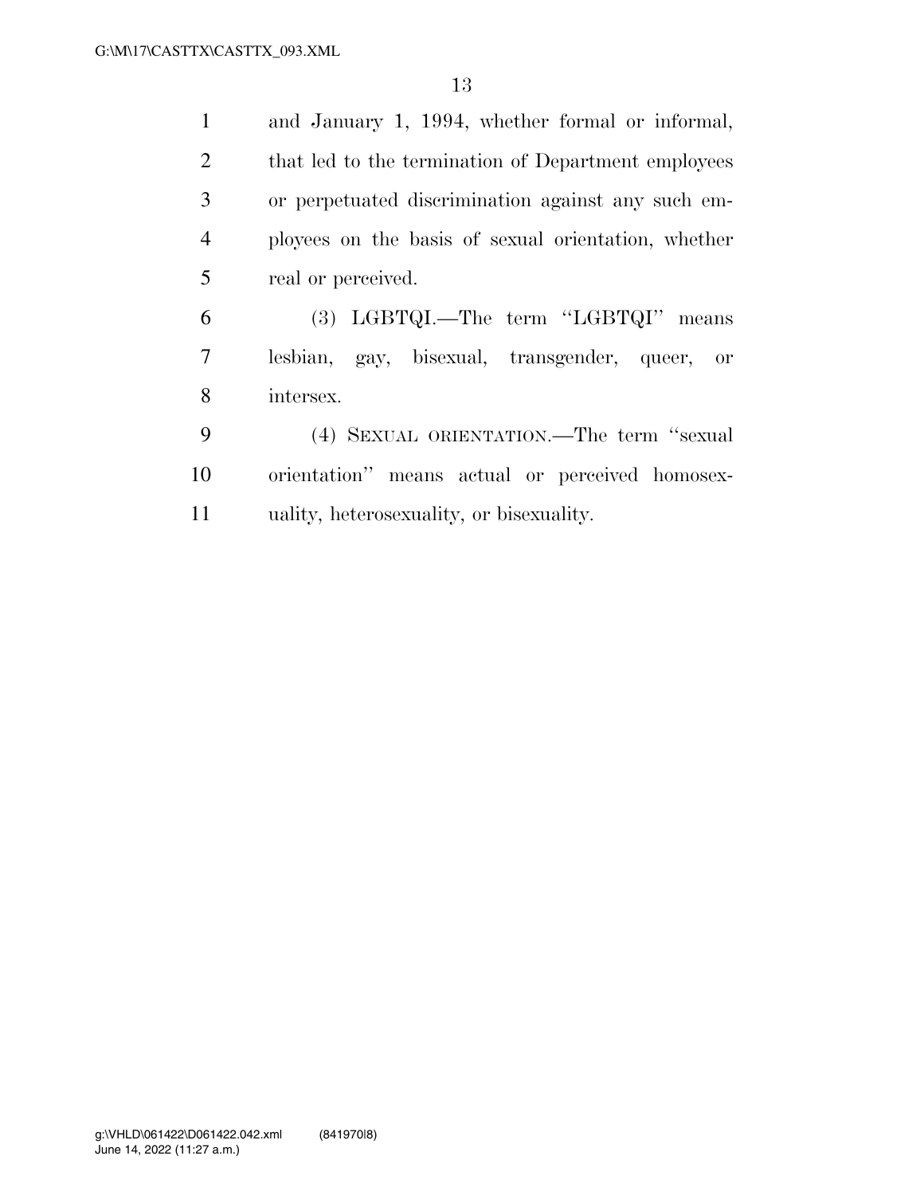and January 1, 1994, whether formal or informal, that led to the termination of Department employees or perpetuated discrimination against any such employees on the basis of sexual orientation, whether real or perceived.

(3) LGBTQI.—The term "LGBTQI" means lesbian, gay, bisexual, transgender, queer, or intersex.

(4) SEXUAL ORIENTATION.—The term "sexual orientation" means actual or perceived homosexuality, heterosexuality, or bisexuality.